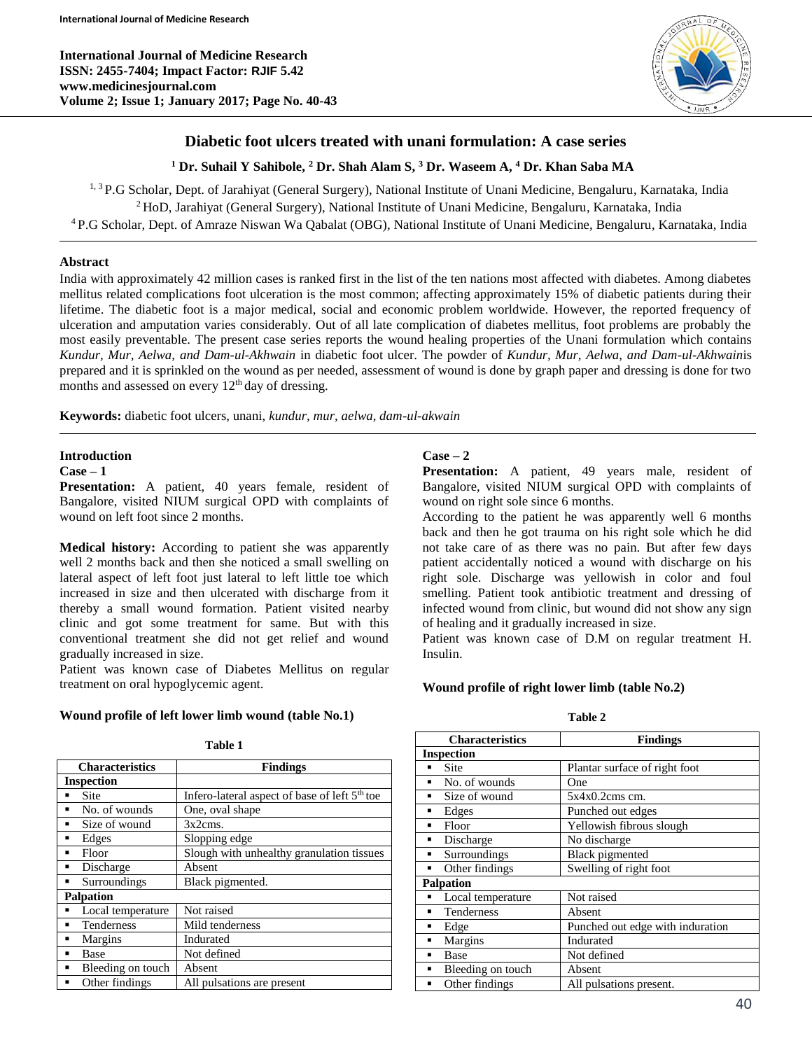# Diabetic foot ulcers treated with unani formulation: A case series

**[1] Dr. Suhail Y Sahibole, [2] Dr. Shah Alam S, [3] Dr. Waseem A, [4] Dr. Khan Saba MA**

[1, 3] P.G Scholar, Dept. of Jarahiyat (General Surgery), National Institute of Unani Medicine, Bengaluru, Karnataka, India
[2] HoD, Jarahiyat (General Surgery), National Institute of Unani Medicine, Bengaluru, Karnataka, India
[4] P.G Scholar, Dept. of Amraze Niswan Wa Qabalat (OBG), National Institute of Unani Medicine, Bengaluru, Karnataka, India

## Abstract

India with approximately 42 million cases is ranked first in the list of the ten nations most affected with diabetes. Among diabetes mellitus related complications foot ulceration is the most common; affecting approximately 15% of diabetic patients during their lifetime. The diabetic foot is a major medical, social and economic problem worldwide. However, the reported frequency of ulceration and amputation varies considerably. Out of all late complication of diabetes mellitus, foot problems are probably the most easily preventable. The present case series reports the wound healing properties of the Unani formulation which contains *Kundur, Mur, Aelwa, and Dam-ul-Akhwain* in diabetic foot ulcer. The powder of *Kundur, Mur, Aelwa, and Dam-ul-Akhwain*is prepared and it is sprinkled on the wound as per needed, assessment of wound is done by graph paper and dressing is done for two months and assessed on every 12th day of dressing.

**Keywords:** diabetic foot ulcers, unani, *kundur, mur, aelwa, dam-ul-akwain*

## Introduction

### Case – 1

**Presentation:** A patient, 40 years female, resident of Bangalore, visited NIUM surgical OPD with complaints of wound on left foot since 2 months.

**Medical history:** According to patient she was apparently well 2 months back and then she noticed a small swelling on lateral aspect of left foot just lateral to left little toe which increased in size and then ulcerated with discharge from it thereby a small wound formation. Patient visited nearby clinic and got some treatment for same. But with this conventional treatment she did not get relief and wound gradually increased in size.

Patient was known case of Diabetes Mellitus on regular treatment on oral hypoglycemic agent.

**Wound profile of left lower limb wound (table No.1)**

Table 1

| Characteristics | Findings |
|---|---|
| **Inspection** | |
| ▪ Site | Infero-lateral aspect of base of left 5th toe |
| ▪ No. of wounds | One, oval shape |
| ▪ Size of wound | 3x2cms. |
| ▪ Edges | Slopping edge |
| ▪ Floor | Slough with unhealthy granulation tissues |
| ▪ Discharge | Absent |
| ▪ Surroundings | Black pigmented. |
| **Palpation** | |
| ▪ Local temperature | Not raised |
| ▪ Tenderness | Mild tenderness |
| ▪ Margins | Indurated |
| ▪ Base | Not defined |
| ▪ Bleeding on touch | Absent |
| ▪ Other findings | All pulsations are present |

### Case – 2

**Presentation:** A patient, 49 years male, resident of Bangalore, visited NIUM surgical OPD with complaints of wound on right sole since 6 months.

According to the patient he was apparently well 6 months back and then he got trauma on his right sole which he did not take care of as there was no pain. But after few days patient accidentally noticed a wound with discharge on his right sole. Discharge was yellowish in color and foul smelling. Patient took antibiotic treatment and dressing of infected wound from clinic, but wound did not show any sign of healing and it gradually increased in size.

Patient was known case of D.M on regular treatment H. Insulin.

**Wound profile of right lower limb (table No.2)**

Table 2

| Characteristics | Findings |
|---|---|
| **Inspection** | |
| ▪ Site | Plantar surface of right foot |
| ▪ No. of wounds | One |
| ▪ Size of wound | 5x4x0.2cms cm. |
| ▪ Edges | Punched out edges |
| ▪ Floor | Yellowish fibrous slough |
| ▪ Discharge | No discharge |
| ▪ Surroundings | Black pigmented |
| ▪ Other findings | Swelling of right foot |
| **Palpation** | |
| ▪ Local temperature | Not raised |
| ▪ Tenderness | Absent |
| ▪ Edge | Punched out edge with induration |
| ▪ Margins | Indurated |
| ▪ Base | Not defined |
| ▪ Bleeding on touch | Absent |
| ▪ Other findings | All pulsations present. |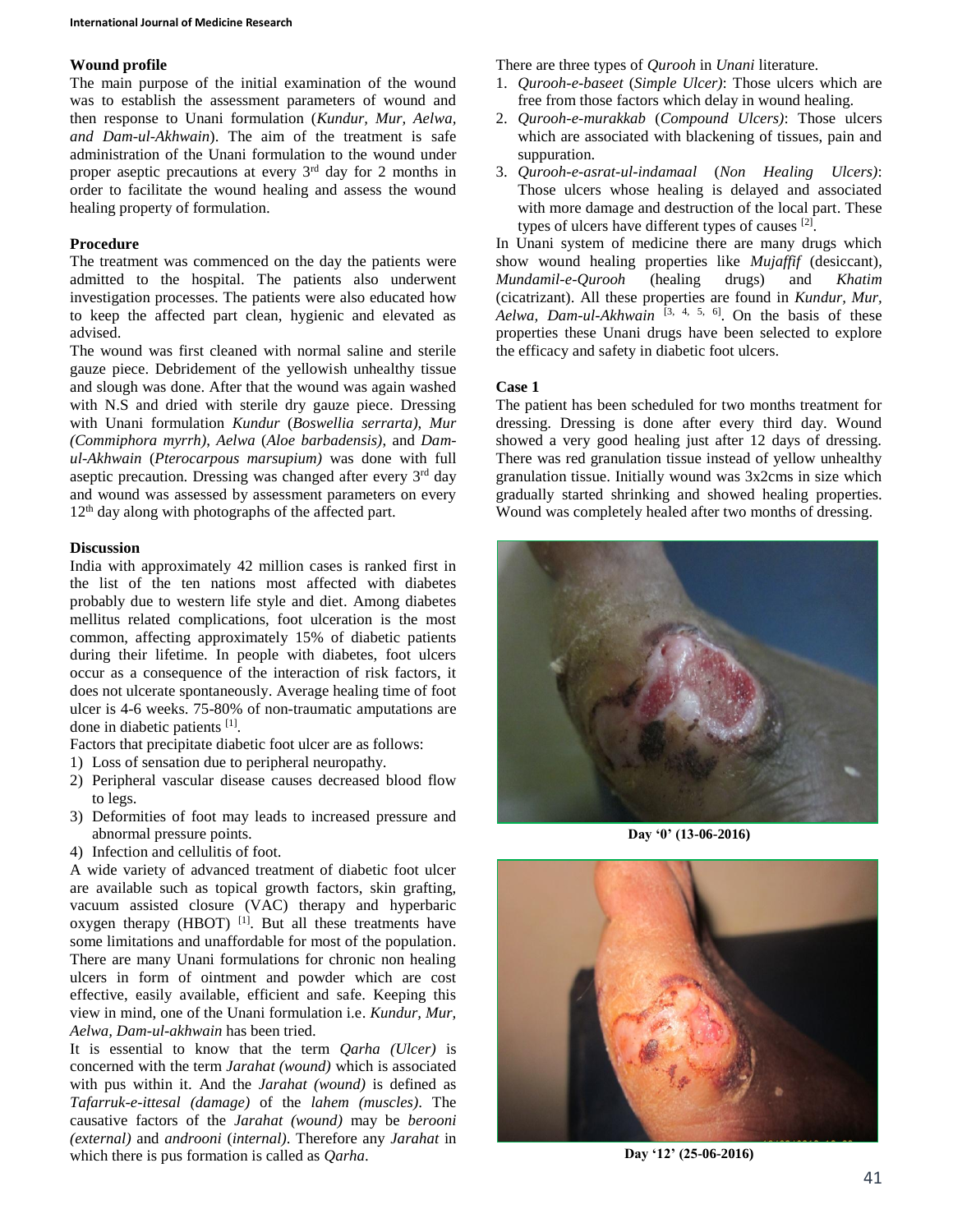### Wound profile

The main purpose of the initial examination of the wound was to establish the assessment parameters of wound and then response to Unani formulation (*Kundur, Mur, Aelwa, and Dam-ul-Akhwain*). The aim of the treatment is safe administration of the Unani formulation to the wound under proper aseptic precautions at every 3rd day for 2 months in order to facilitate the wound healing and assess the wound healing property of formulation.

### Procedure

The treatment was commenced on the day the patients were admitted to the hospital. The patients also underwent investigation processes. The patients were also educated how to keep the affected part clean, hygienic and elevated as advised.

The wound was first cleaned with normal saline and sterile gauze piece. Debridement of the yellowish unhealthy tissue and slough was done. After that the wound was again washed with N.S and dried with sterile dry gauze piece. Dressing with Unani formulation *Kundur* (*Boswellia serrarta), Mur (Commiphora myrrh), Aelwa* (*Aloe barbadensis)*, and *Dam-ul-Akhwain* (*Pterocarpous marsupium)* was done with full aseptic precaution. Dressing was changed after every 3rd day and wound was assessed by assessment parameters on every 12th day along with photographs of the affected part.

### Discussion

India with approximately 42 million cases is ranked first in the list of the ten nations most affected with diabetes probably due to western life style and diet. Among diabetes mellitus related complications, foot ulceration is the most common, affecting approximately 15% of diabetic patients during their lifetime. In people with diabetes, foot ulcers occur as a consequence of the interaction of risk factors, it does not ulcerate spontaneously. Average healing time of foot ulcer is 4-6 weeks. 75-80% of non-traumatic amputations are done in diabetic patients [1].

Factors that precipitate diabetic foot ulcer are as follows:

1) Loss of sensation due to peripheral neuropathy.
2) Peripheral vascular disease causes decreased blood flow to legs.
3) Deformities of foot may leads to increased pressure and abnormal pressure points.
4) Infection and cellulitis of foot.

A wide variety of advanced treatment of diabetic foot ulcer are available such as topical growth factors, skin grafting, vacuum assisted closure (VAC) therapy and hyperbaric oxygen therapy (HBOT) [1]. But all these treatments have some limitations and unaffordable for most of the population. There are many Unani formulations for chronic non healing ulcers in form of ointment and powder which are cost effective, easily available, efficient and safe. Keeping this view in mind, one of the Unani formulation i.e. *Kundur, Mur, Aelwa, Dam-ul-akhwain* has been tried.

It is essential to know that the term *Qarha (Ulcer)* is concerned with the term *Jarahat (wound)* which is associated with pus within it. And the *Jarahat (wound)* is defined as *Tafarruk-e-ittesal (damage)* of the *lahem (muscles)*. The causative factors of the *Jarahat (wound)* may be *berooni (external)* and *androoni* (*internal)*. Therefore any *Jarahat* in which there is pus formation is called as *Qarha*.

There are three types of *Qurooh* in *Unani* literature.

1. *Qurooh-e-baseet* (*Simple Ulcer)*: Those ulcers which are free from those factors which delay in wound healing.
2. *Qurooh-e-murakkab* (*Compound Ulcers)*: Those ulcers which are associated with blackening of tissues, pain and suppuration.
3. *Qurooh-e-asrat-ul-indamaal* (*Non Healing Ulcers)*: Those ulcers whose healing is delayed and associated with more damage and destruction of the local part. These types of ulcers have different types of causes [2].

In Unani system of medicine there are many drugs which show wound healing properties like *Mujaffif* (desiccant), *Mundamil-e-Qurooh* (healing drugs) and *Khatim* (cicatrizant). All these properties are found in *Kundur, Mur, Aelwa, Dam-ul-Akhwain* [3, 4, 5, 6]. On the basis of these properties these Unani drugs have been selected to explore the efficacy and safety in diabetic foot ulcers.

### Case 1

The patient has been scheduled for two months treatment for dressing. Dressing is done after every third day. Wound showed a very good healing just after 12 days of dressing. There was red granulation tissue instead of yellow unhealthy granulation tissue. Initially wound was 3x2cms in size which gradually started shrinking and showed healing properties. Wound was completely healed after two months of dressing.

**Day '0' (13-06-2016)**

**Day '12' (25-06-2016)**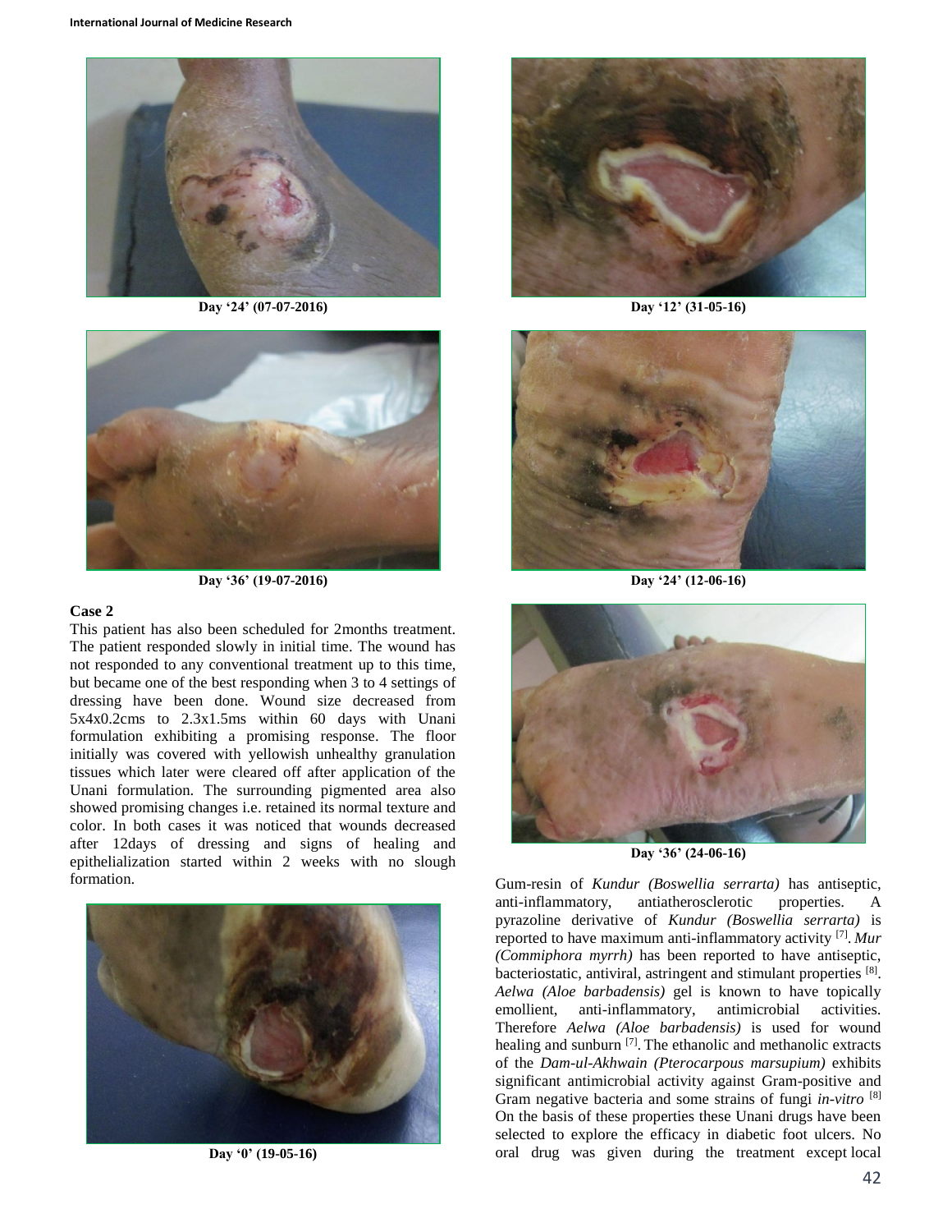Day '24' (07-07-2016)

Day '36' (19-07-2016)

### Case 2

This patient has also been scheduled for 2months treatment. The patient responded slowly in initial time. The wound has not responded to any conventional treatment up to this time, but became one of the best responding when 3 to 4 settings of dressing have been done. Wound size decreased from 5x4x0.2cms to 2.3x1.5ms within 60 days with Unani formulation exhibiting a promising response. The floor initially was covered with yellowish unhealthy granulation tissues which later were cleared off after application of the Unani formulation. The surrounding pigmented area also showed promising changes i.e. retained its normal texture and color. In both cases it was noticed that wounds decreased after 12days of dressing and signs of healing and epithelialization started within 2 weeks with no slough formation.

Day '0' (19-05-16)

Day '12' (31-05-16)

Day '24' (12-06-16)

Day '36' (24-06-16)

Gum-resin of *Kundur (Boswellia serrarta)* has antiseptic, anti-inflammatory, antiatherosclerotic properties. A pyrazoline derivative of *Kundur (Boswellia serrarta)* is reported to have maximum anti-inflammatory activity [7]. *Mur (Commiphora myrrh)* has been reported to have antiseptic, bacteriostatic, antiviral, astringent and stimulant properties [8]. *Aelwa (Aloe barbadensis)* gel is known to have topically emollient, anti-inflammatory, antimicrobial activities. Therefore *Aelwa (Aloe barbadensis)* is used for wound healing and sunburn [7]. The ethanolic and methanolic extracts of the *Dam-ul-Akhwain (Pterocarpous marsupium)* exhibits significant antimicrobial activity against Gram-positive and Gram negative bacteria and some strains of fungi *in-vitro* [8] On the basis of these properties these Unani drugs have been selected to explore the efficacy in diabetic foot ulcers. No oral drug was given during the treatment except local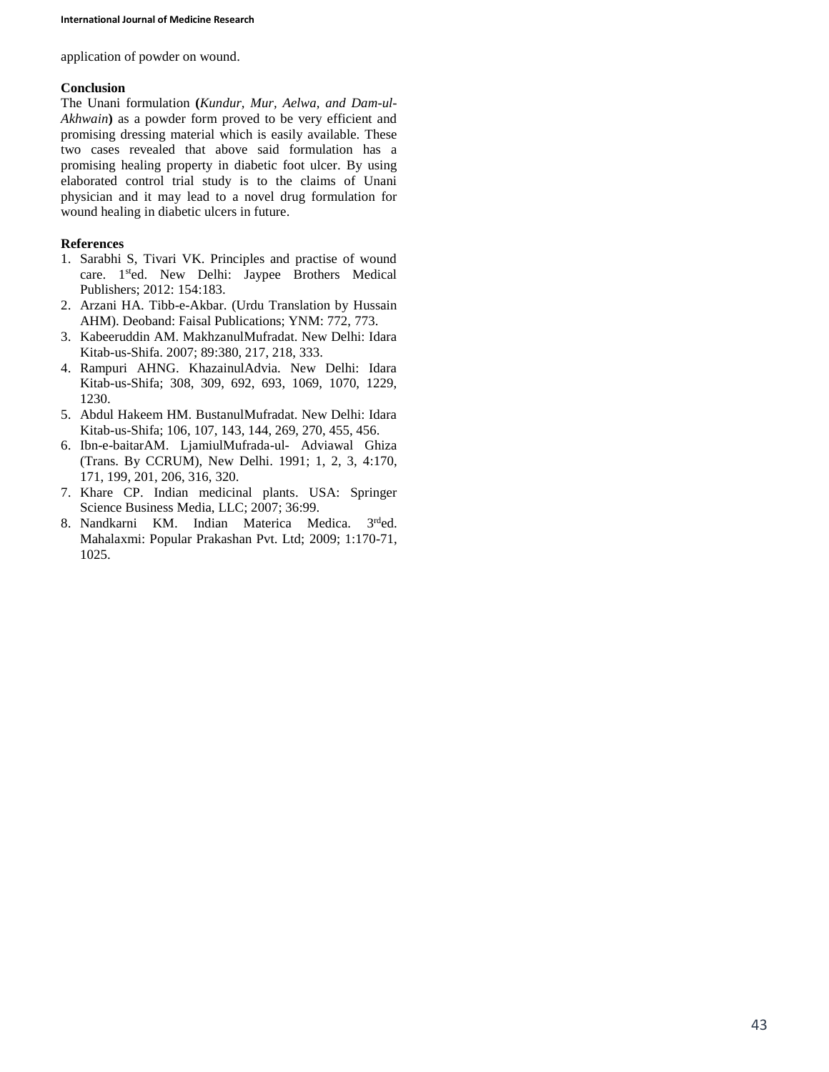application of powder on wound.

## Conclusion

The Unani formulation **(***Kundur, Mur, Aelwa, and Dam-ul-Akhwain***)** as a powder form proved to be very efficient and promising dressing material which is easily available. These two cases revealed that above said formulation has a promising healing property in diabetic foot ulcer. By using elaborated control trial study is to the claims of Unani physician and it may lead to a novel drug formulation for wound healing in diabetic ulcers in future.

## References

1. Sarabhi S, Tivari VK. Principles and practise of wound care. 1sted. New Delhi: Jaypee Brothers Medical Publishers; 2012: 154:183.
2. Arzani HA. Tibb-e-Akbar. (Urdu Translation by Hussain AHM). Deoband: Faisal Publications; YNM: 772, 773.
3. Kabeeruddin AM. MakhzanulMufradat. New Delhi: Idara Kitab-us-Shifa. 2007; 89:380, 217, 218, 333.
4. Rampuri AHNG. KhazainulAdvia. New Delhi: Idara Kitab-us-Shifa; 308, 309, 692, 693, 1069, 1070, 1229, 1230.
5. Abdul Hakeem HM. BustanulMufradat. New Delhi: Idara Kitab-us-Shifa; 106, 107, 143, 144, 269, 270, 455, 456.
6. Ibn-e-baitarAM. LjamiulMufrada-ul- Adviawal Ghiza (Trans. By CCRUM), New Delhi. 1991; 1, 2, 3, 4:170, 171, 199, 201, 206, 316, 320.
7. Khare CP. Indian medicinal plants. USA: Springer Science Business Media, LLC; 2007; 36:99.
8. Nandkarni KM. Indian Materica Medica. 3rded. Mahalaxmi: Popular Prakashan Pvt. Ltd; 2009; 1:170-71, 1025.